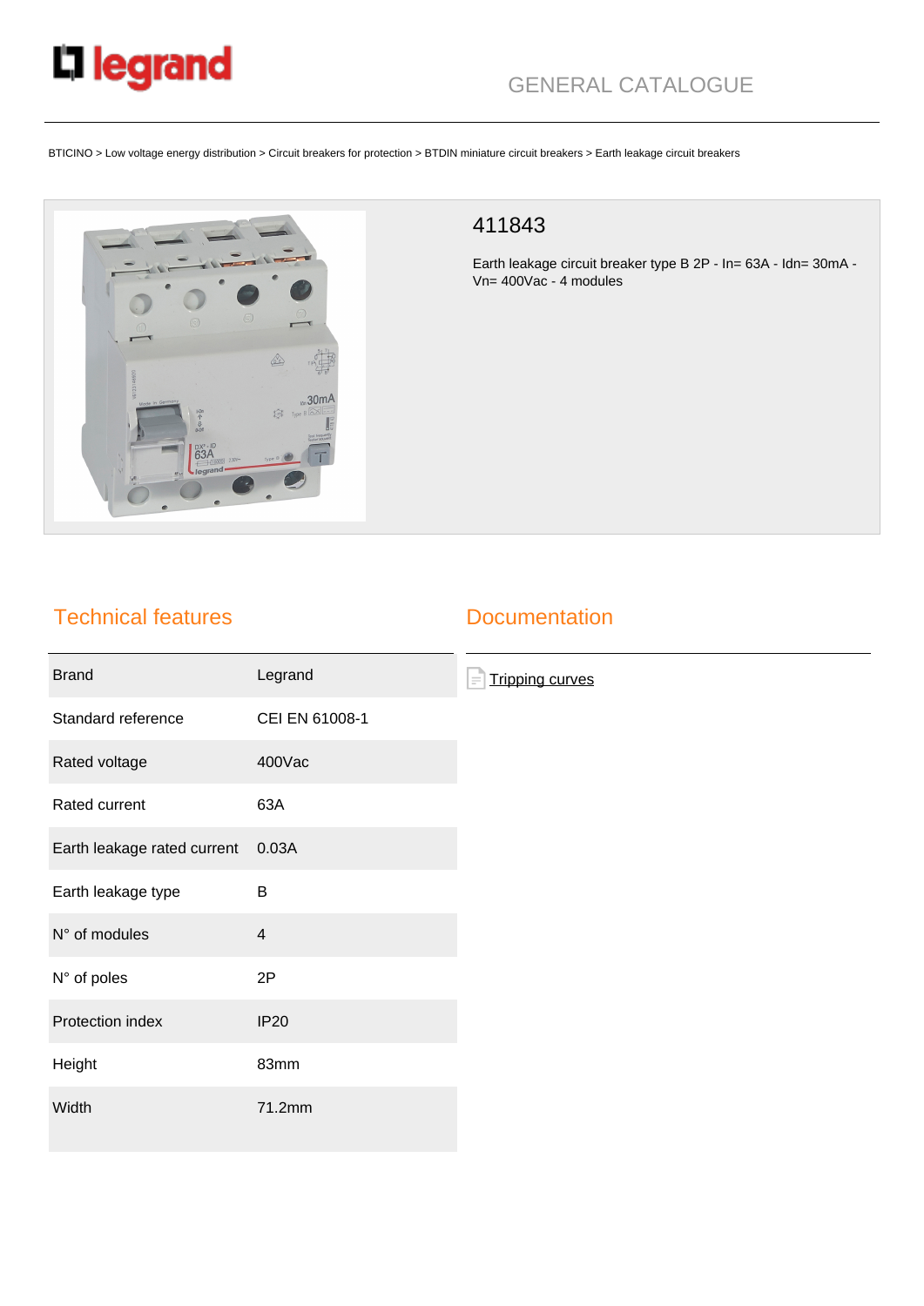GENERAL CATALOGUE

BTICINO > Low voltage energy distribution > Circuit breakers for protection > BTDIN miniature circuit breakers > Earth leakage circuit breakers

# 411843

Earth leakage circuit breaker type B 2P - In= 63A - Idn= 30mA - Vn= 400Vac - 4 modules

## Technical features

| | |
|---|---|
| Brand | Legrand |
| Standard reference | CEI EN 61008-1 |
| Rated voltage | 400Vac |
| Rated current | 63A |
| Earth leakage rated current | 0.03A |
| Earth leakage type | B |
| N° of modules | 4 |
| N° of poles | 2P |
| Protection index | IP20 |
| Height | 83mm |
| Width | 71.2mm |

## Documentation

Tripping curves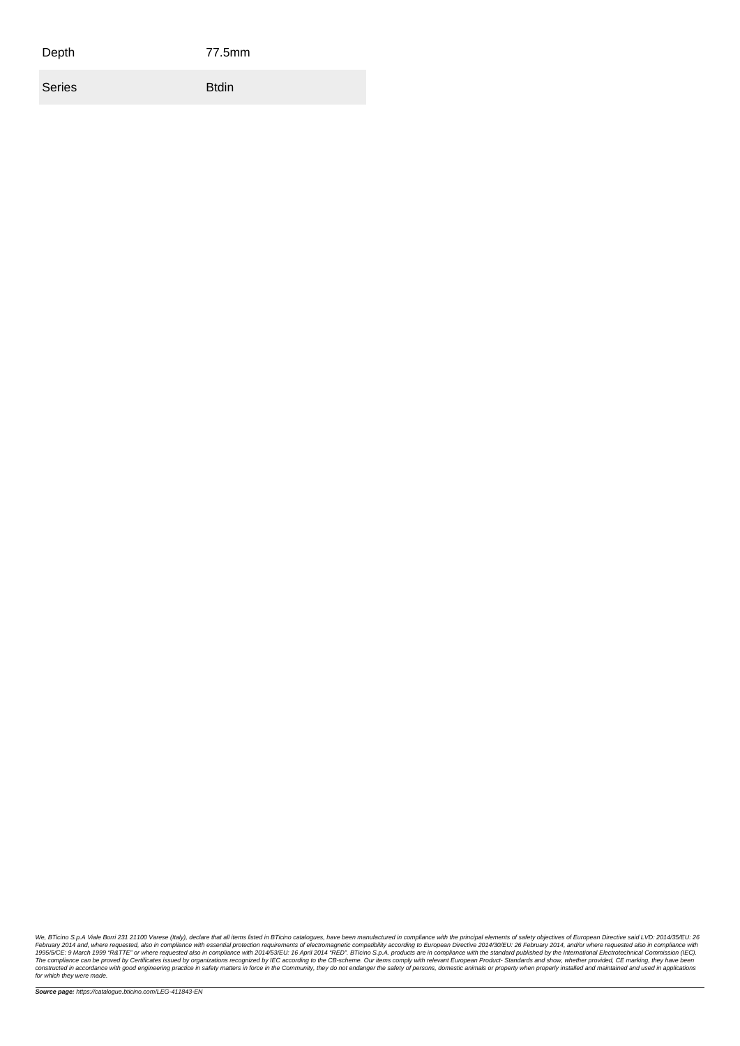| | |
|---|---|
| Depth | 77.5mm |
| Series | Btdin |

*We, BTicino S.p.A Viale Borri 231 21100 Varese (Italy), declare that all items listed in BTicino catalogues, have been manufactured in compliance with the principal elements of safety objectives of European Directive said LVD: 2014/35/EU: 26 February 2014 and, where requested, also in compliance with essential protection requirements of electromagnetic compatibility according to European Directive 2014/30/EU: 26 February 2014, and/or where requested also in compliance with 1995/5/CE: 9 March 1999 "R&TTE" or where requested also in compliance with 2014/53/EU: 16 April 2014 "RED". BTicino S.p.A. products are in compliance with the standard published by the International Electrotechnical Commission (IEC). The compliance can be proved by Certificates issued by organizations recognized by IEC according to the CB-scheme. Our items comply with relevant European Product- Standards and show, whether provided, CE marking, they have been constructed in accordance with good engineering practice in safety matters in force in the Community, they do not endanger the safety of persons, domestic animals or property when properly installed and maintained and used in applications for which they were made.*

**Source page:** *https://catalogue.bticino.com/LEG-411843-EN*